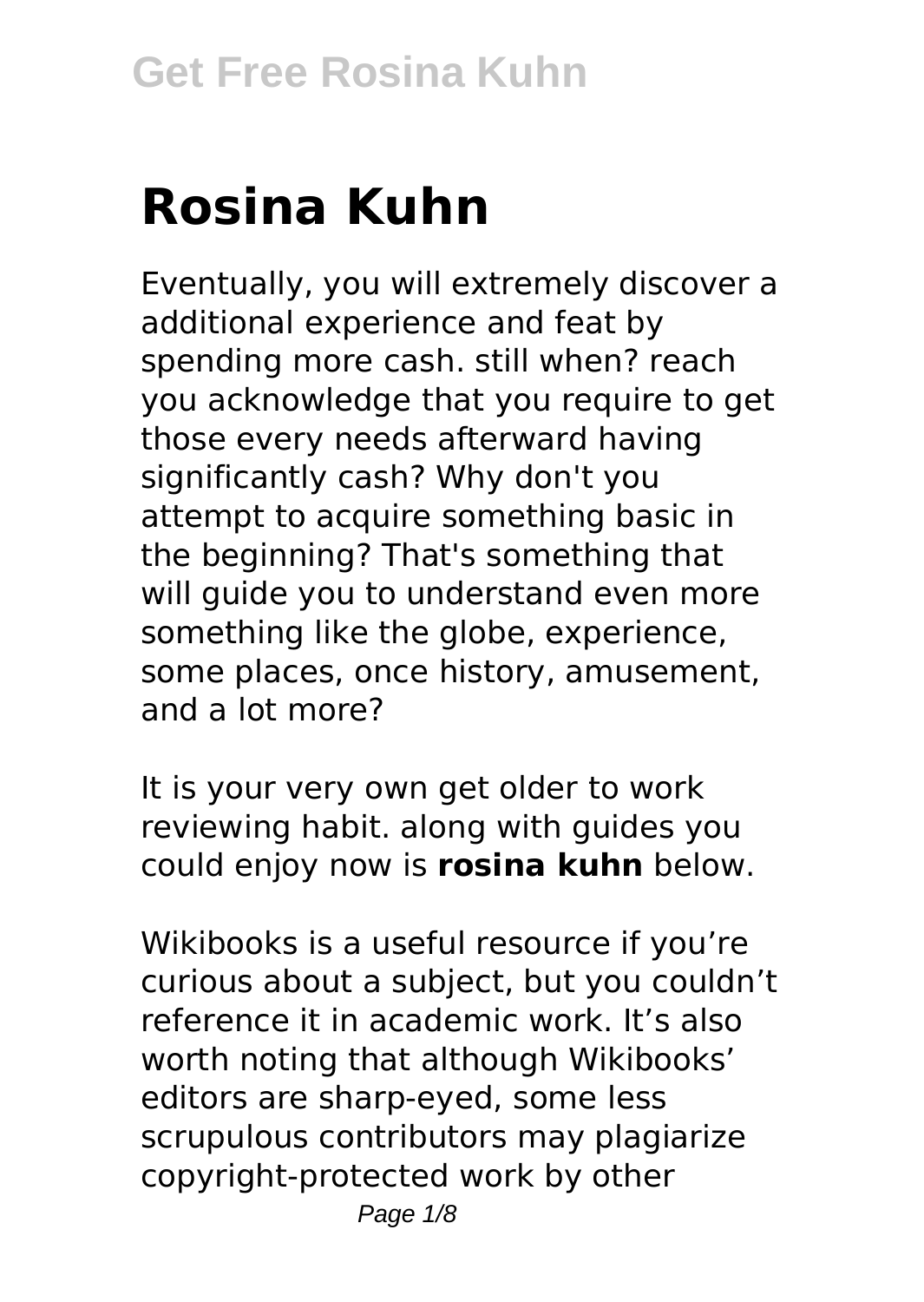# Rosina Kuhn

Eventually, you will extremely discover a additional experience and feat by spending more cash. still when? reach you acknowledge that you require to get those every needs afterward having significantly cash? Why don't you attempt to acquire something basic in the beginning? That's something that will guide you to understand even more something like the globe, experience, some places, once history, amusement, and a lot more?

It is your very own get older to work reviewing habit. along with guides you could enjoy now is **rosina kuhn** below.

Wikibooks is a useful resource if you're curious about a subject, but you couldn't reference it in academic work. It's also worth noting that although Wikibooks' editors are sharp-eyed, some less scrupulous contributors may plagiarize copyright-protected work by other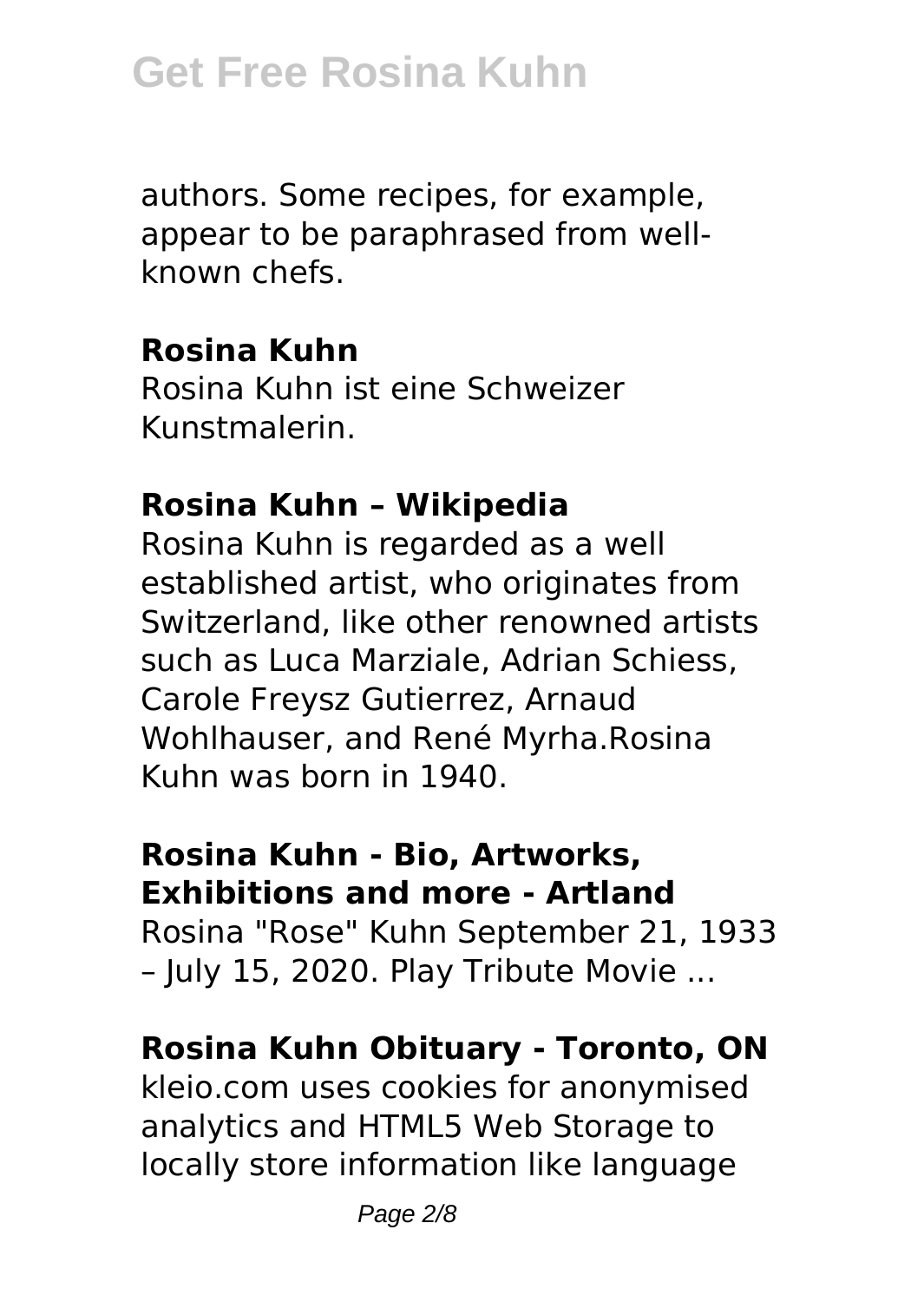authors. Some recipes, for example, appear to be paraphrased from well-known chefs.

**Rosina Kuhn**

Rosina Kuhn ist eine Schweizer Kunstmalerin.

**Rosina Kuhn – Wikipedia**

Rosina Kuhn is regarded as a well established artist, who originates from Switzerland, like other renowned artists such as Luca Marziale, Adrian Schiess, Carole Freysz Gutierrez, Arnaud Wohlhauser, and René Myrha.Rosina Kuhn was born in 1940.

**Rosina Kuhn - Bio, Artworks, Exhibitions and more - Artland**

Rosina "Rose" Kuhn September 21, 1933 – July 15, 2020. Play Tribute Movie ...

**Rosina Kuhn Obituary - Toronto, ON**

kleio.com uses cookies for anonymised analytics and HTML5 Web Storage to locally store information like language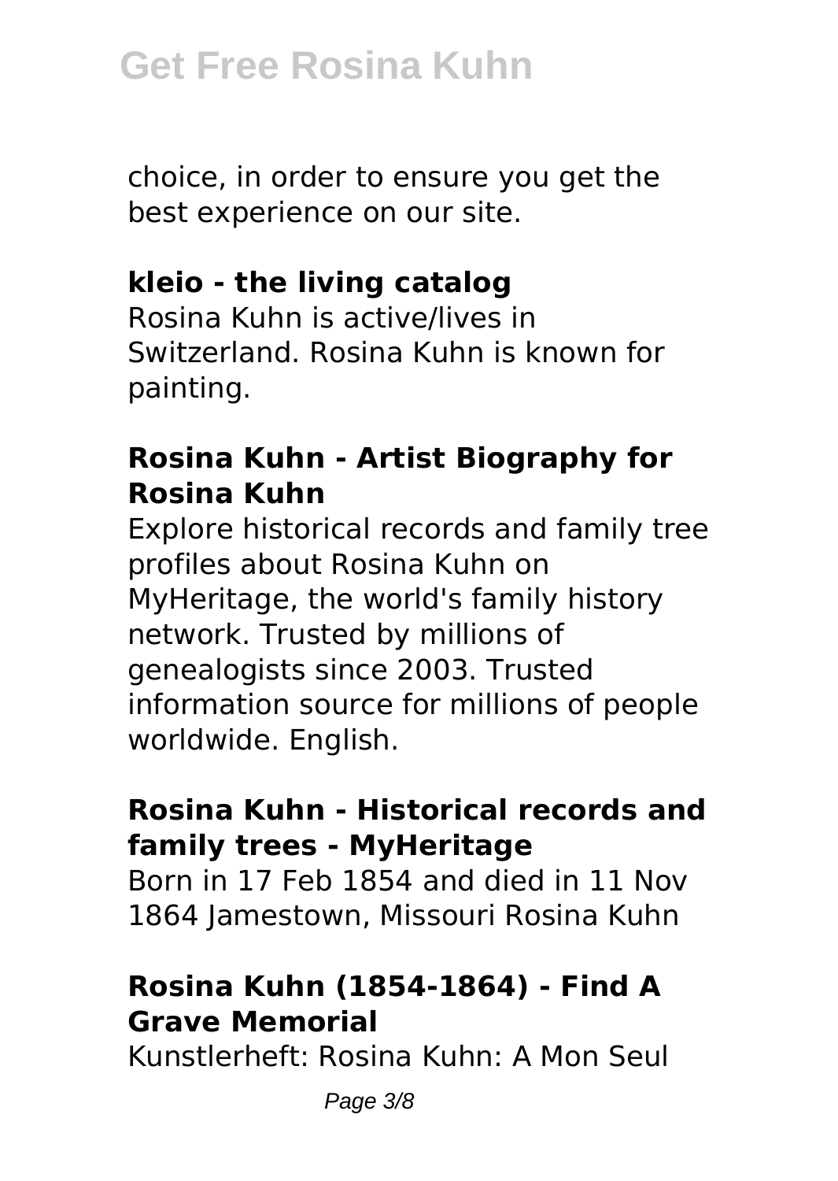choice, in order to ensure you get the best experience on our site.

### kleio - the living catalog

Rosina Kuhn is active/lives in Switzerland. Rosina Kuhn is known for painting.

### Rosina Kuhn - Artist Biography for Rosina Kuhn

Explore historical records and family tree profiles about Rosina Kuhn on MyHeritage, the world's family history network. Trusted by millions of genealogists since 2003. Trusted information source for millions of people worldwide. English.

### Rosina Kuhn - Historical records and family trees - MyHeritage

Born in 17 Feb 1854 and died in 11 Nov 1864 Jamestown, Missouri Rosina Kuhn

### Rosina Kuhn (1854-1864) - Find A Grave Memorial

Kunstlerheft: Rosina Kuhn: A Mon Seul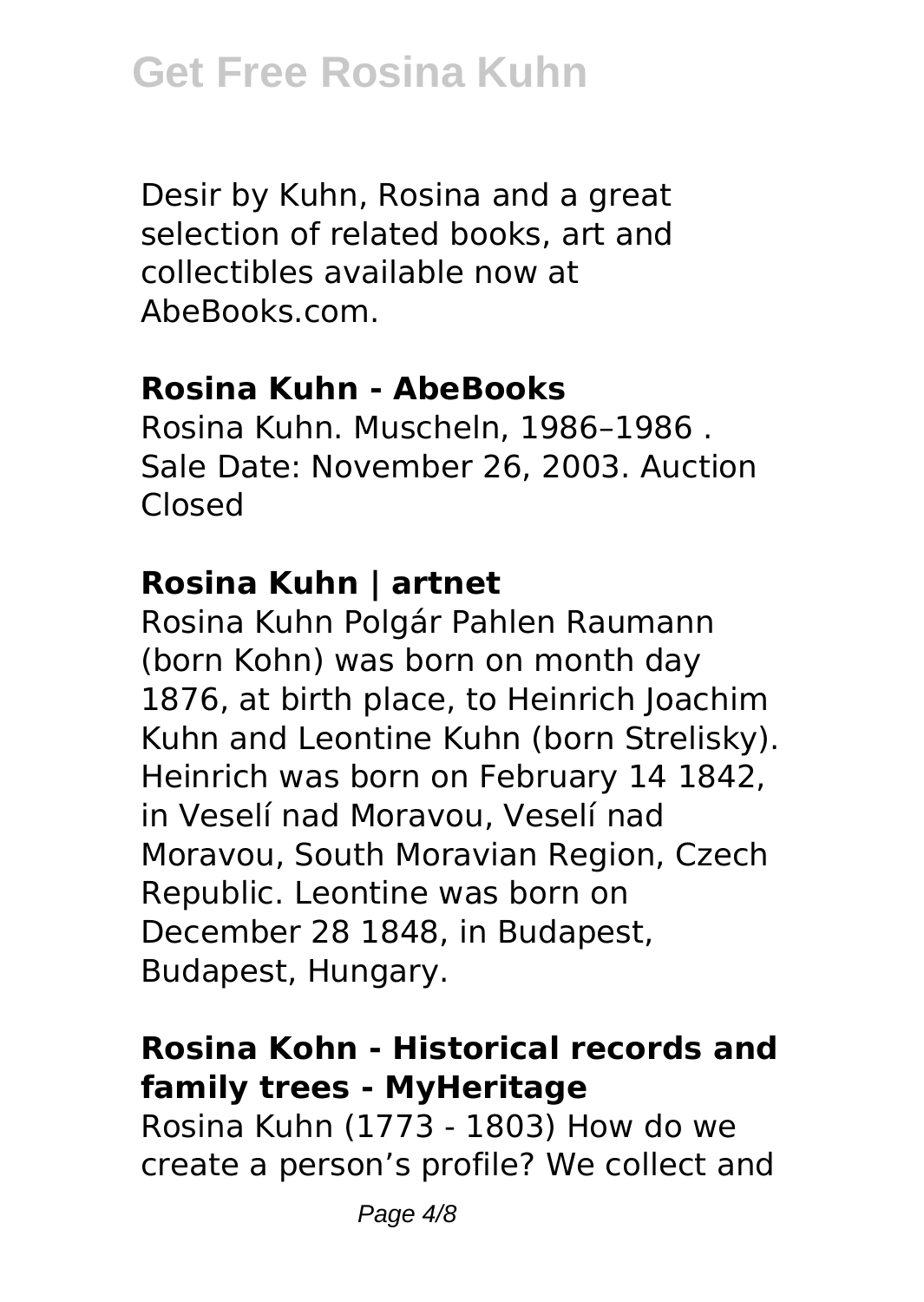Desir by Kuhn, Rosina and a great selection of related books, art and collectibles available now at AbeBooks.com.

**Rosina Kuhn - AbeBooks**

Rosina Kuhn. Muscheln, 1986–1986 . Sale Date: November 26, 2003. Auction Closed

**Rosina Kuhn | artnet**

Rosina Kuhn Polgár Pahlen Raumann (born Kohn) was born on month day 1876, at birth place, to Heinrich Joachim Kuhn and Leontine Kuhn (born Strelisky). Heinrich was born on February 14 1842, in Veselí nad Moravou, Veselí nad Moravou, South Moravian Region, Czech Republic. Leontine was born on December 28 1848, in Budapest, Budapest, Hungary.

**Rosina Kohn - Historical records and family trees - MyHeritage**

Rosina Kuhn (1773 - 1803) How do we create a person's profile? We collect and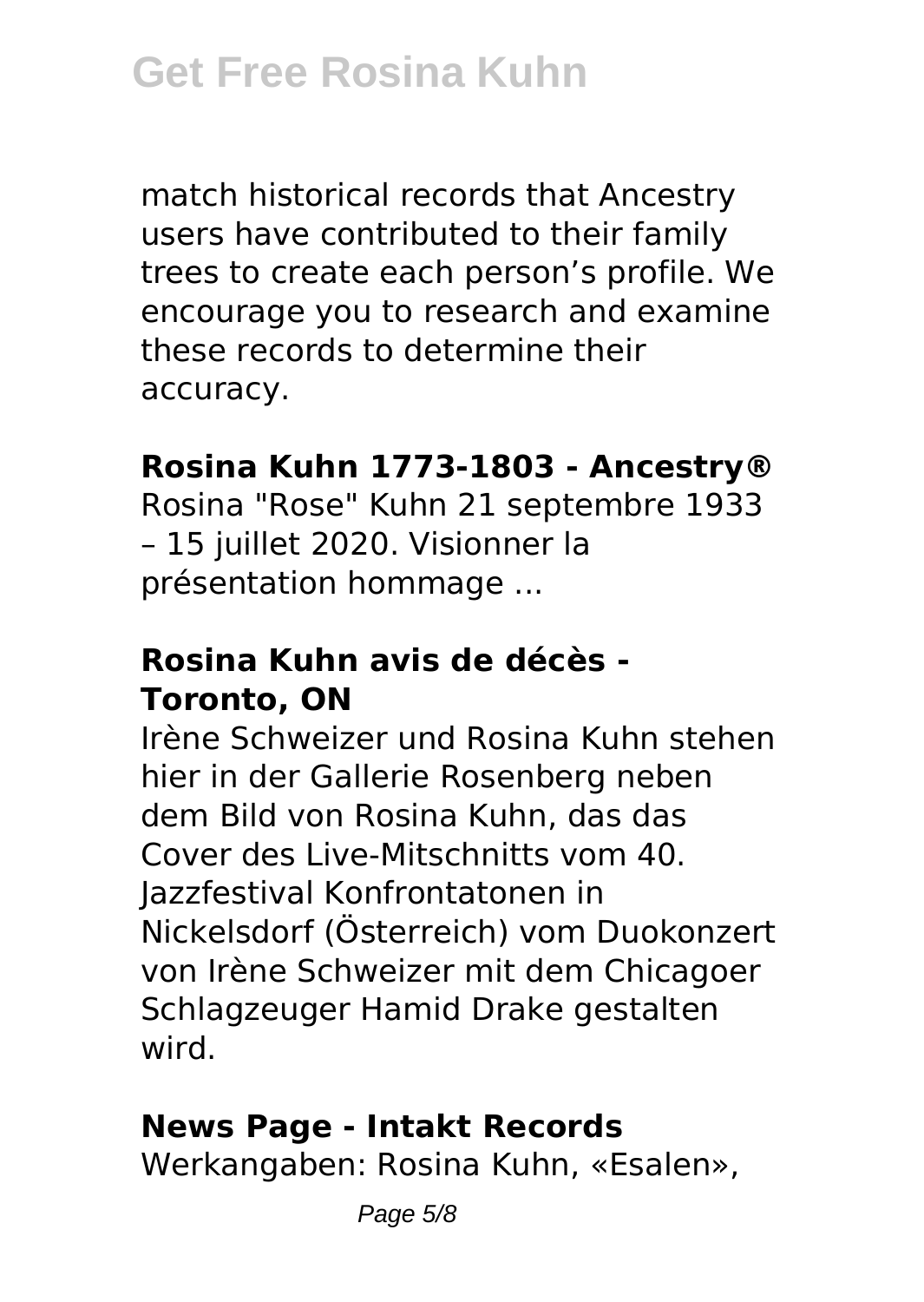match historical records that Ancestry users have contributed to their family trees to create each person's profile. We encourage you to research and examine these records to determine their accuracy.

**Rosina Kuhn 1773-1803 - Ancestry®**

Rosina "Rose" Kuhn 21 septembre 1933 – 15 juillet 2020. Visionner la présentation hommage ...

**Rosina Kuhn avis de décès - Toronto, ON**

Irène Schweizer und Rosina Kuhn stehen hier in der Gallerie Rosenberg neben dem Bild von Rosina Kuhn, das das Cover des Live-Mitschnitts vom 40. Jazzfestival Konfrontatonen in Nickelsdorf (Österreich) vom Duokonzert von Irène Schweizer mit dem Chicagoer Schlagzeuger Hamid Drake gestalten wird.

**News Page - Intakt Records**

Werkangaben: Rosina Kuhn, «Esalen»,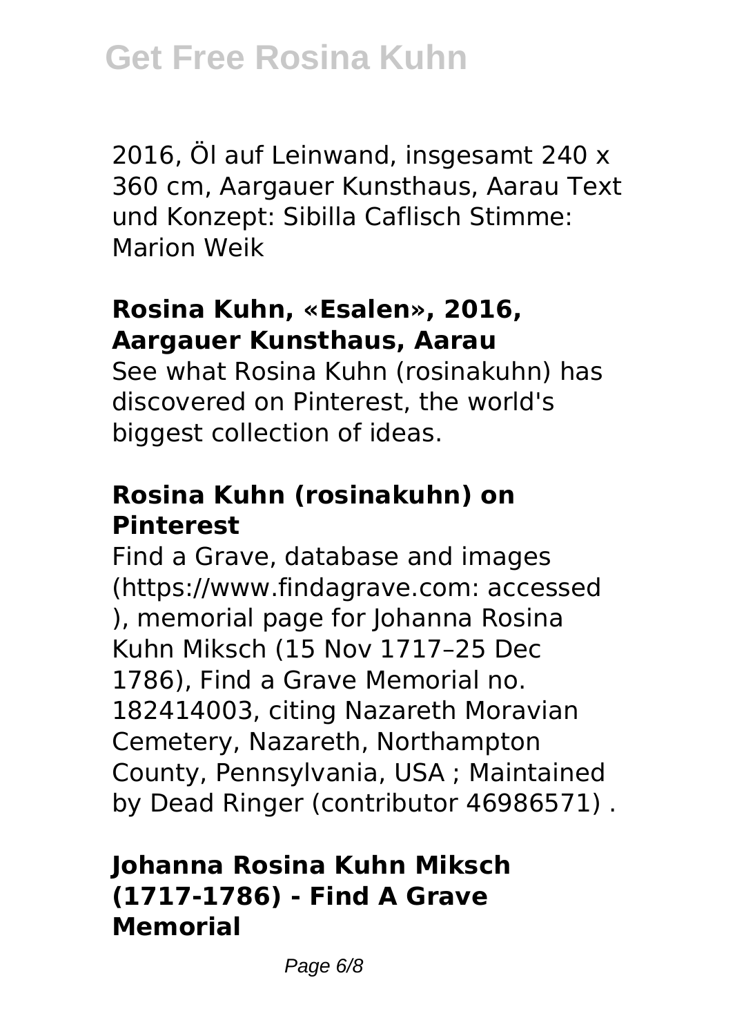2016, Öl auf Leinwand, insgesamt 240 x 360 cm, Aargauer Kunsthaus, Aarau Text und Konzept: Sibilla Caflisch Stimme: Marion Weik

### Rosina Kuhn, «Esalen», 2016, Aargauer Kunsthaus, Aarau

See what Rosina Kuhn (rosinakuhn) has discovered on Pinterest, the world's biggest collection of ideas.

### Rosina Kuhn (rosinakuhn) on Pinterest

Find a Grave, database and images (https://www.findagrave.com: accessed ), memorial page for Johanna Rosina Kuhn Miksch (15 Nov 1717–25 Dec 1786), Find a Grave Memorial no. 182414003, citing Nazareth Moravian Cemetery, Nazareth, Northampton County, Pennsylvania, USA ; Maintained by Dead Ringer (contributor 46986571) .

### Johanna Rosina Kuhn Miksch (1717-1786) - Find A Grave Memorial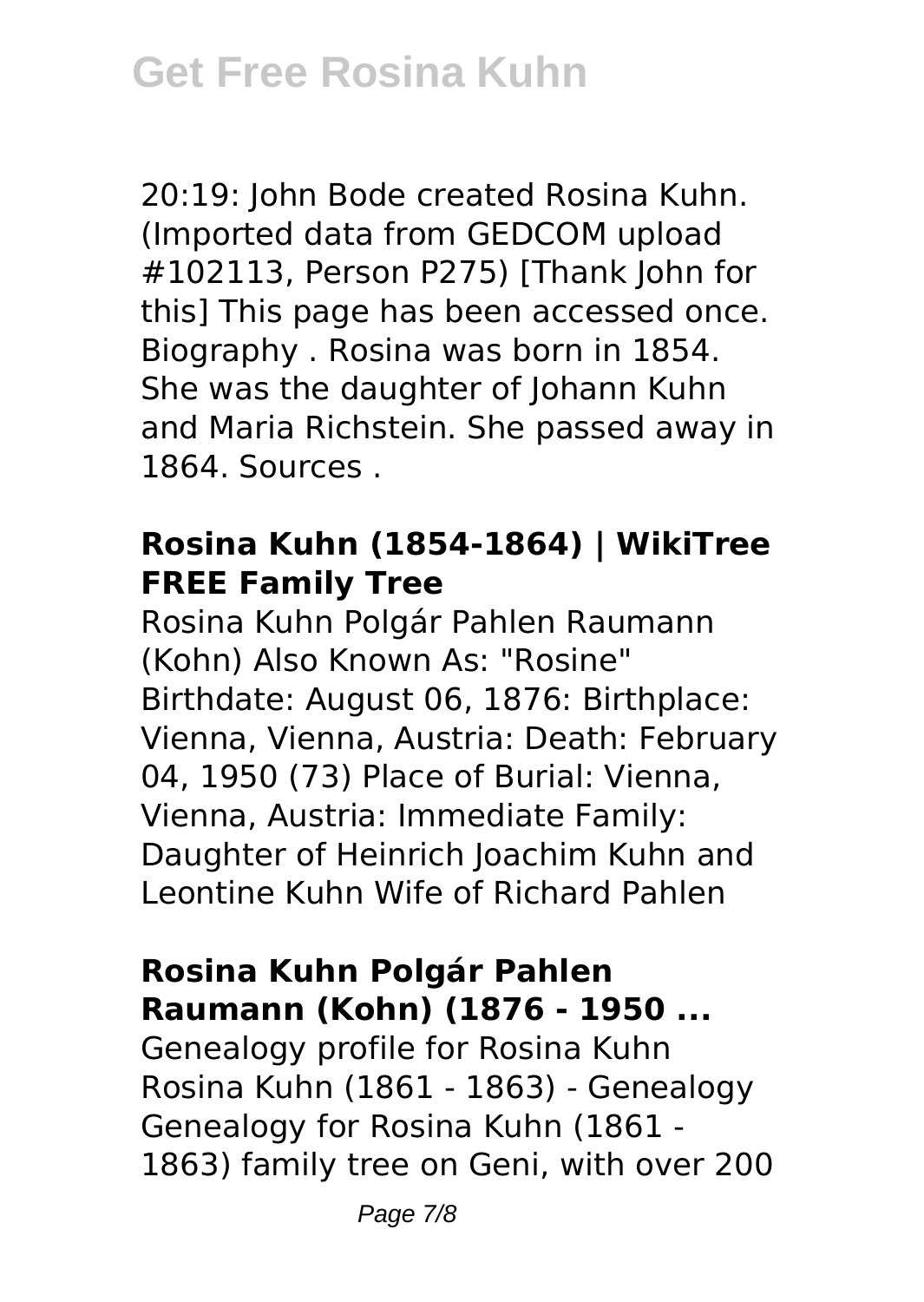20:19: John Bode created Rosina Kuhn. (Imported data from GEDCOM upload #102113, Person P275) [Thank John for this] This page has been accessed once. Biography . Rosina was born in 1854. She was the daughter of Johann Kuhn and Maria Richstein. She passed away in 1864. Sources .

### Rosina Kuhn (1854-1864) | WikiTree FREE Family Tree

Rosina Kuhn Polgár Pahlen Raumann (Kohn) Also Known As: "Rosine" Birthdate: August 06, 1876: Birthplace: Vienna, Vienna, Austria: Death: February 04, 1950 (73) Place of Burial: Vienna, Vienna, Austria: Immediate Family: Daughter of Heinrich Joachim Kuhn and Leontine Kuhn Wife of Richard Pahlen

### Rosina Kuhn Polgár Pahlen Raumann (Kohn) (1876 - 1950 ...

Genealogy profile for Rosina Kuhn Rosina Kuhn (1861 - 1863) - Genealogy Genealogy for Rosina Kuhn (1861 - 1863) family tree on Geni, with over 200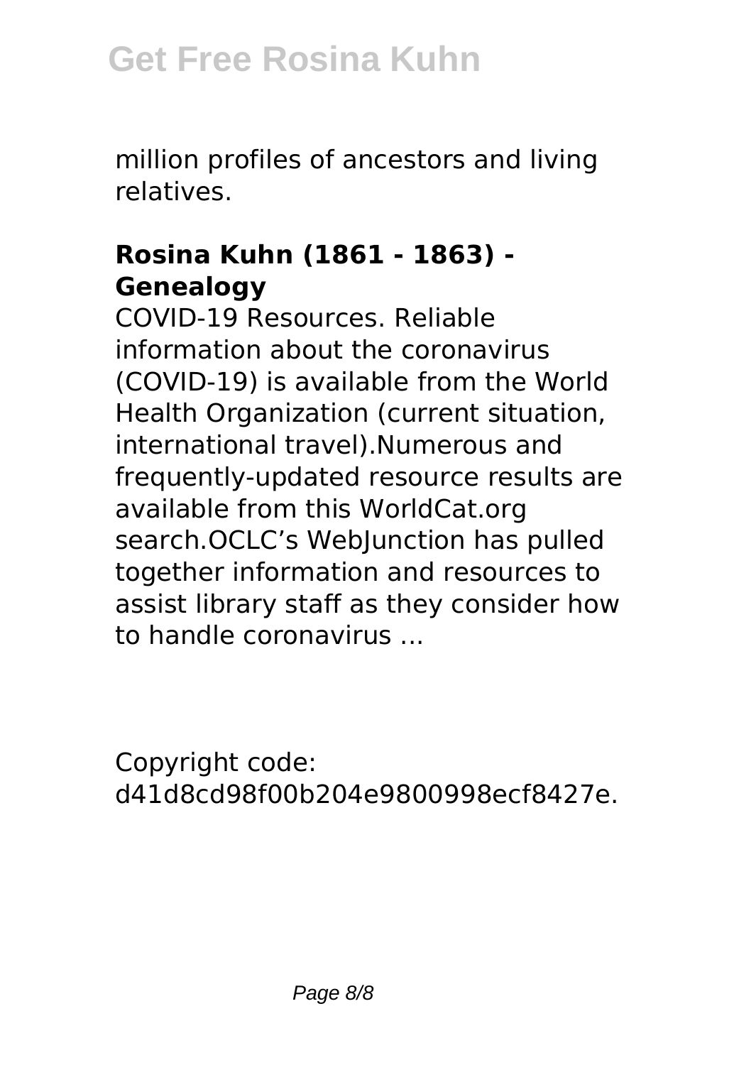million profiles of ancestors and living relatives.

## Rosina Kuhn (1861 - 1863) - Genealogy

COVID-19 Resources. Reliable information about the coronavirus (COVID-19) is available from the World Health Organization (current situation, international travel).Numerous and frequently-updated resource results are available from this WorldCat.org search.OCLC's WebJunction has pulled together information and resources to assist library staff as they consider how to handle coronavirus ...

Copyright code: d41d8cd98f00b204e9800998ecf8427e.